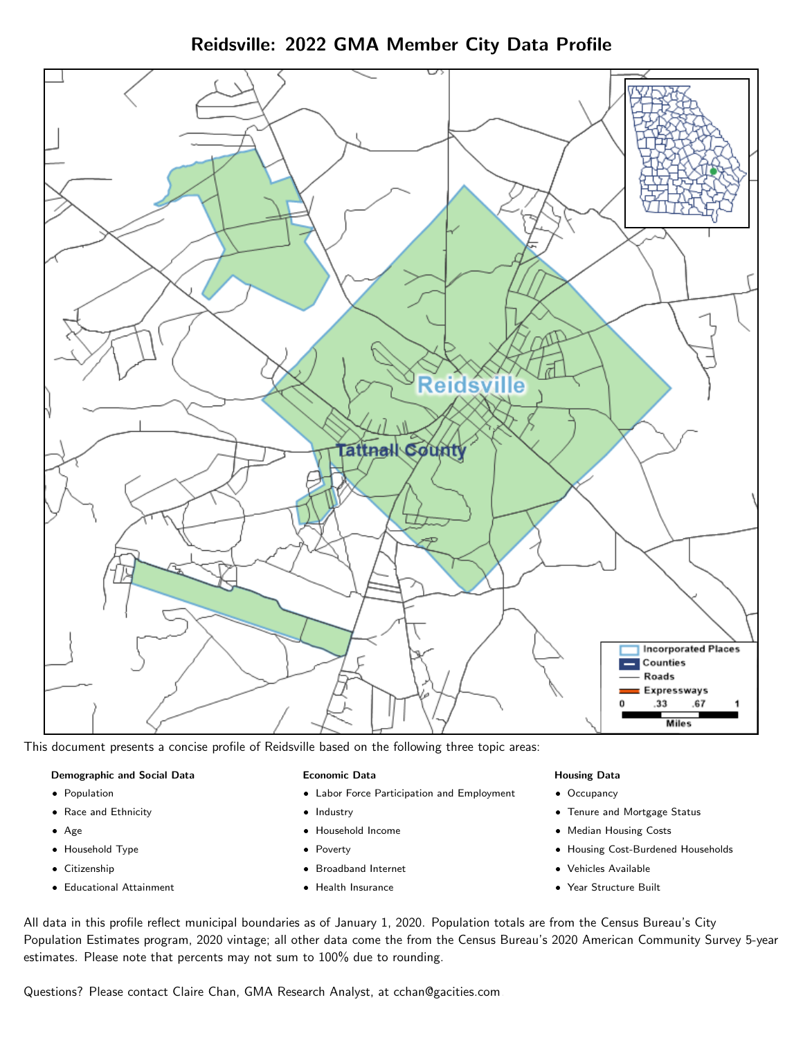# Reidsville: 2022 GMA Member City Data Profile

This document presents a concise profile of Reidsville based on the following three topic areas:

**Demographic and Social Data**

- Population
- Race and Ethnicity
- Age
- Household Type
- Citizenship
- Educational Attainment

**Economic Data**

- Labor Force Participation and Employment
- Industry
- Household Income
- Poverty
- Broadband Internet
- Health Insurance

**Housing Data**

- Occupancy
- Tenure and Mortgage Status
- Median Housing Costs
- Housing Cost-Burdened Households
- Vehicles Available
- Year Structure Built

All data in this profile reflect municipal boundaries as of January 1, 2020. Population totals are from the Census Bureau's City Population Estimates program, 2020 vintage; all other data come the from the Census Bureau's 2020 American Community Survey 5-year estimates. Please note that percents may not sum to 100% due to rounding.

Questions? Please contact Claire Chan, GMA Research Analyst, at cchan@gacities.com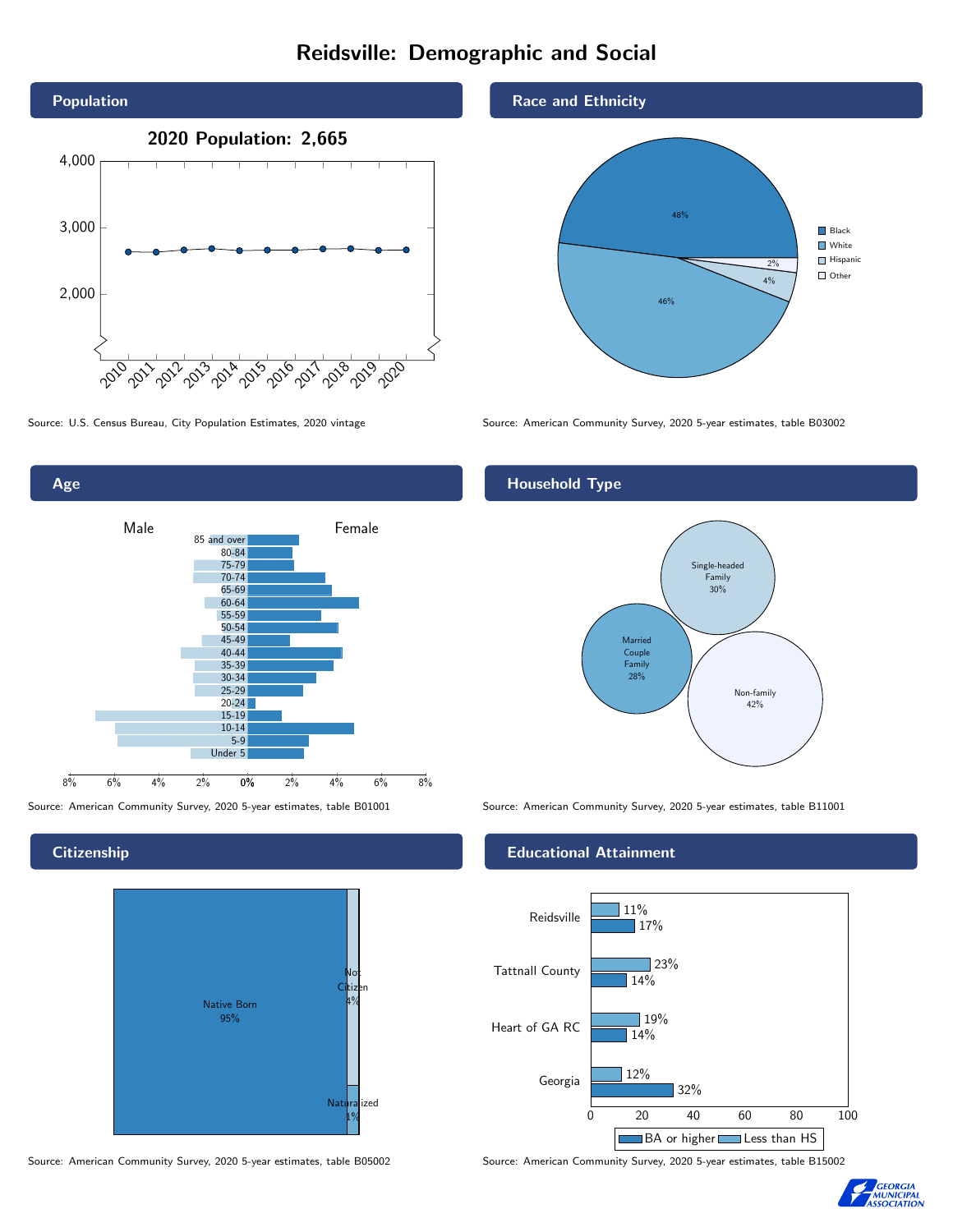# Reidsville: Demographic and Social

## Population

**2020 Population: 2,665**

Source: U.S. Census Bureau, City Population Estimates, 2020 vintage

## Race and Ethnicity

| Race/Ethnicity | Percent |
| --- | --- |
| Black | 48% |
| White | 46% |
| Hispanic | 4% |
| Other | 2% |

Source: American Community Survey, 2020 5-year estimates, table B03002

## Age

Source: American Community Survey, 2020 5-year estimates, table B01001

## Household Type

| Household Type | Percent |
| --- | --- |
| Single-headed Family | 30% |
| Married Couple Family | 28% |
| Non-family | 42% |

Source: American Community Survey, 2020 5-year estimates, table B11001

## Citizenship

| Citizenship | Percent |
| --- | --- |
| Native Born | 95% |
| Not Citizen | 4% |
| Naturalized | 1% |

Source: American Community Survey, 2020 5-year estimates, table B05002

## Educational Attainment

| Area | Less than HS | BA or higher |
| --- | --- | --- |
| Reidsville | 11% | 17% |
| Tattnall County | 23% | 14% |
| Heart of GA RC | 19% | 14% |
| Georgia | 12% | 32% |

Source: American Community Survey, 2020 5-year estimates, table B15002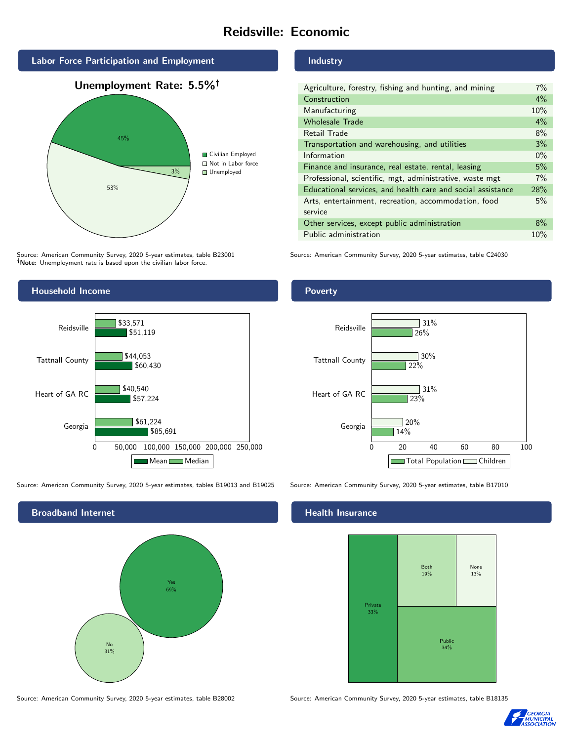# Reidsville: Economic

## Labor Force Participation and Employment

**Unemployment Rate: 5.5%†**

| Category | Percent |
|---|---|
| Civilian Employed | 45% |
| Not in Labor force | 53% |
| Unemployed | 3% |

Source: American Community Survey, 2020 5-year estimates, table B23001
**†Note:** Unemployment rate is based upon the civilian labor force.

## Industry

| Industry | Percent |
|---|---|
| Agriculture, forestry, fishing and hunting, and mining | 7% |
| Construction | 4% |
| Manufacturing | 10% |
| Wholesale Trade | 4% |
| Retail Trade | 8% |
| Transportation and warehousing, and utilities | 3% |
| Information | 0% |
| Finance and insurance, real estate, rental, leasing | 5% |
| Professional, scientific, mgt, administrative, waste mgt | 7% |
| Educational services, and health care and social assistance | 28% |
| Arts, entertainment, recreation, accommodation, food service | 5% |
| Other services, except public administration | 8% |
| Public administration | 10% |

Source: American Community Survey, 2020 5-year estimates, table C24030

## Household Income

| | Median | Mean |
|---|---|---|
| Reidsville | $33,571 | $51,119 |
| Tattnall County | $44,053 | $60,430 |
| Heart of GA RC | $40,540 | $57,224 |
| Georgia | $61,224 | $85,691 |

Source: American Community Survey, 2020 5-year estimates, tables B19013 and B19025

## Poverty

| | Children | Total Population |
|---|---|---|
| Reidsville | 31% | 26% |
| Tattnall County | 30% | 22% |
| Heart of GA RC | 31% | 23% |
| Georgia | 20% | 14% |

Source: American Community Survey, 2020 5-year estimates, table B17010

## Broadband Internet

| | Percent |
|---|---|
| Yes | 69% |
| No | 31% |

Source: American Community Survey, 2020 5-year estimates, table B28002

## Health Insurance

| | Percent |
|---|---|
| Private | 33% |
| Both | 19% |
| None | 13% |
| Public | 34% |

Source: American Community Survey, 2020 5-year estimates, table B18135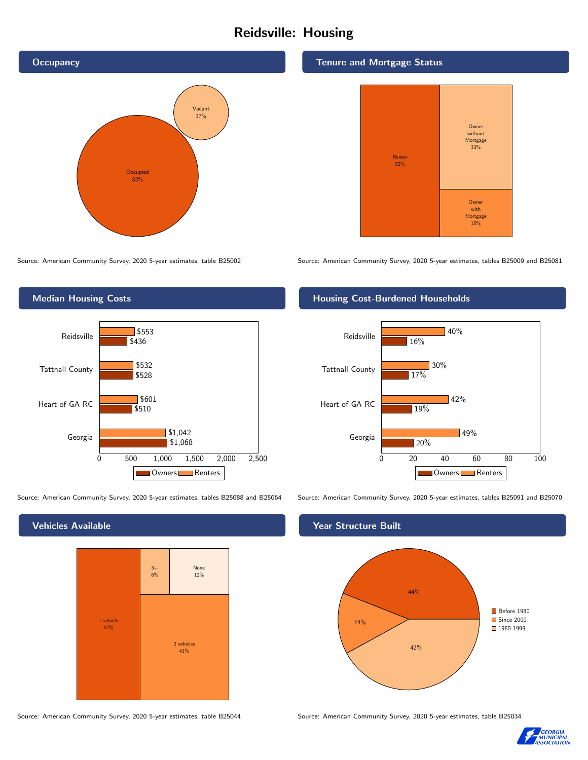# Reidsville: Housing

## Occupancy

Vacant
17%

Occupied
83%

Source: American Community Survey, 2020 5-year estimates, table B25002

## Tenure and Mortgage Status

Renter
52%

Owner without Mortgage
33%

Owner with Mortgage
15%

Source: American Community Survey, 2020 5-year estimates, tables B25009 and B25081

## Median Housing Costs

Reidsville
$553
$436

Tattnall County
$532
$528

Heart of GA RC
$601
$510

Georgia
$1,042
$1,068

0 500 1,000 1,500 2,000 2,500

Owners Renters

Source: American Community Survey, 2020 5-year estimates, tables B25088 and B25064

## Housing Cost-Burdened Households

Reidsville
40%
16%

Tattnall County
30%
17%

Heart of GA RC
42%
19%

Georgia
49%
20%

0 20 40 60 80 100

Owners Renters

Source: American Community Survey, 2020 5-year estimates, tables B25091 and B25070

## Vehicles Available

1 vehicle
42%

3+
6%

None
12%

2 vehicles
41%

Source: American Community Survey, 2020 5-year estimates, table B25044

## Year Structure Built

44%

14%

42%

Before 1980
Since 2000
1980-1999

Source: American Community Survey, 2020 5-year estimates, table B25034